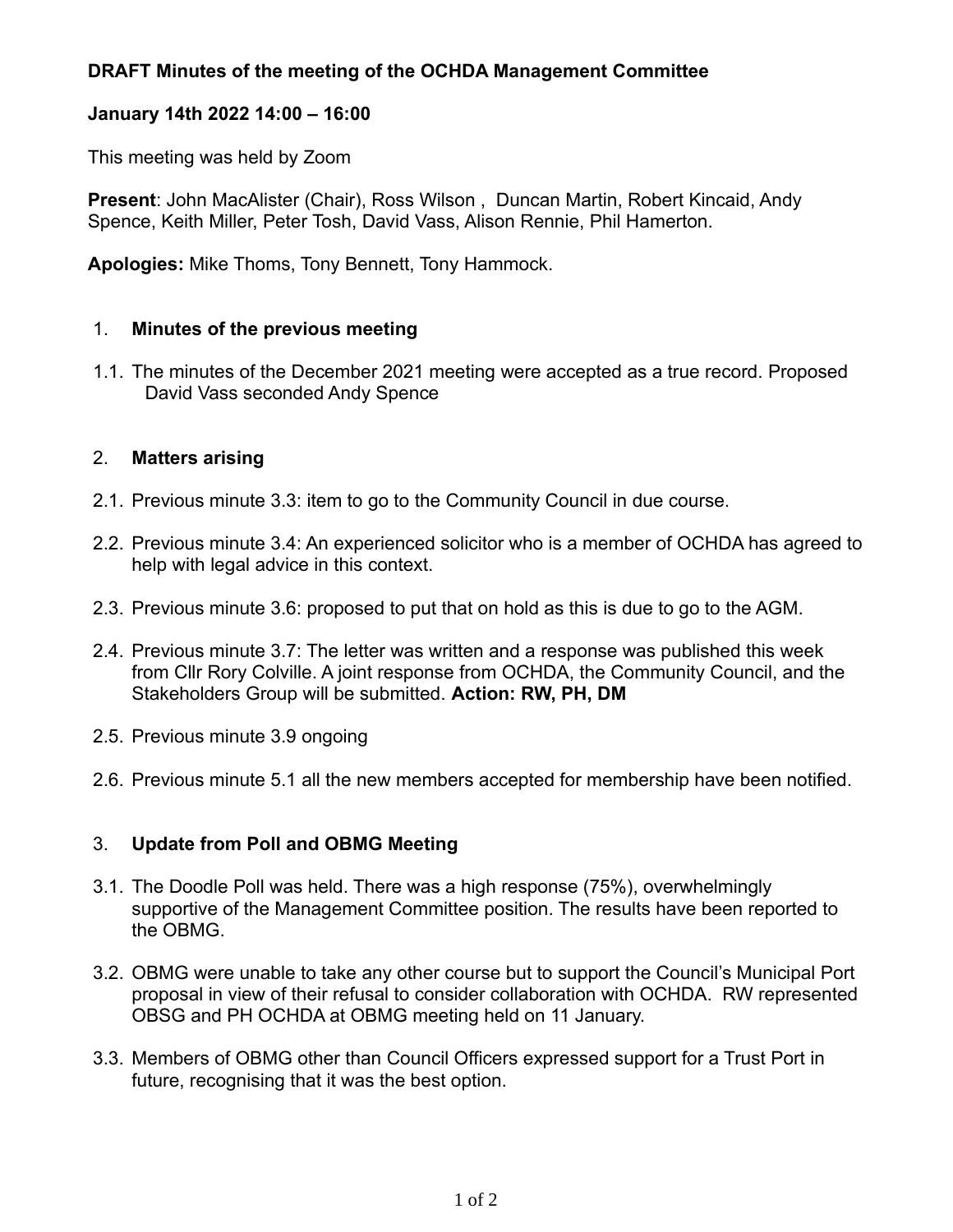**DRAFT Minutes of the meeting of the OCHDA Management Committee**

**January 14th 2022 14:00 – 16:00**

This meeting was held by Zoom

**Present**: John MacAlister (Chair), Ross Wilson , Duncan Martin, Robert Kincaid, Andy Spence, Keith Miller, Peter Tosh, David Vass, Alison Rennie, Phil Hamerton.

**Apologies:** Mike Thoms, Tony Bennett, Tony Hammock.

1. **Minutes of the previous meeting**

1.1. The minutes of the December 2021 meeting were accepted as a true record. Proposed David Vass seconded Andy Spence

2. **Matters arising**

2.1. Previous minute 3.3: item to go to the Community Council in due course.

2.2. Previous minute 3.4: An experienced solicitor who is a member of OCHDA has agreed to help with legal advice in this context.

2.3. Previous minute 3.6: proposed to put that on hold as this is due to go to the AGM.

2.4. Previous minute 3.7: The letter was written and a response was published this week from Cllr Rory Colville. A joint response from OCHDA, the Community Council, and the Stakeholders Group will be submitted. **Action: RW, PH, DM**

2.5. Previous minute 3.9 ongoing

2.6. Previous minute 5.1 all the new members accepted for membership have been notified.

3. **Update from Poll and OBMG Meeting**

3.1. The Doodle Poll was held. There was a high response (75%), overwhelmingly supportive of the Management Committee position. The results have been reported to the OBMG.

3.2. OBMG were unable to take any other course but to support the Council's Municipal Port proposal in view of their refusal to consider collaboration with OCHDA. RW represented OBSG and PH OCHDA at OBMG meeting held on 11 January.

3.3. Members of OBMG other than Council Officers expressed support for a Trust Port in future, recognising that it was the best option.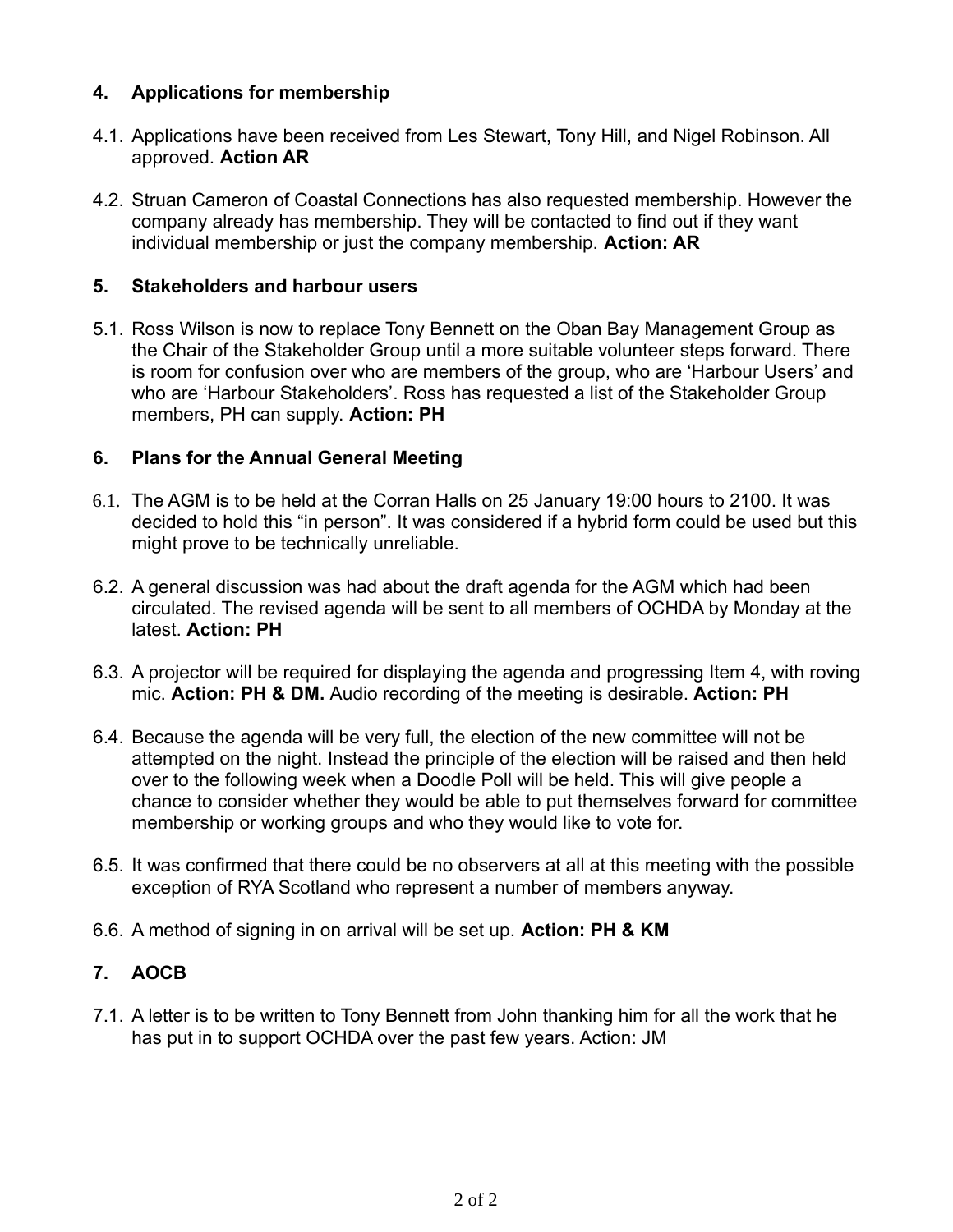## 4. Applications for membership

4.1. Applications have been received from Les Stewart, Tony Hill, and Nigel Robinson. All approved. **Action AR**

4.2. Struan Cameron of Coastal Connections has also requested membership. However the company already has membership. They will be contacted to find out if they want individual membership or just the company membership. **Action: AR**

## 5. Stakeholders and harbour users

5.1. Ross Wilson is now to replace Tony Bennett on the Oban Bay Management Group as the Chair of the Stakeholder Group until a more suitable volunteer steps forward. There is room for confusion over who are members of the group, who are 'Harbour Users' and who are 'Harbour Stakeholders'. Ross has requested a list of the Stakeholder Group members, PH can supply. **Action: PH**

## 6. Plans for the Annual General Meeting

6.1. The AGM is to be held at the Corran Halls on 25 January 19:00 hours to 2100. It was decided to hold this "in person". It was considered if a hybrid form could be used but this might prove to be technically unreliable.

6.2. A general discussion was had about the draft agenda for the AGM which had been circulated. The revised agenda will be sent to all members of OCHDA by Monday at the latest. **Action: PH**

6.3. A projector will be required for displaying the agenda and progressing Item 4, with roving mic. **Action: PH & DM.** Audio recording of the meeting is desirable. **Action: PH**

6.4. Because the agenda will be very full, the election of the new committee will not be attempted on the night. Instead the principle of the election will be raised and then held over to the following week when a Doodle Poll will be held. This will give people a chance to consider whether they would be able to put themselves forward for committee membership or working groups and who they would like to vote for.

6.5. It was confirmed that there could be no observers at all at this meeting with the possible exception of RYA Scotland who represent a number of members anyway.

6.6. A method of signing in on arrival will be set up. **Action: PH & KM**

## 7. AOCB

7.1. A letter is to be written to Tony Bennett from John thanking him for all the work that he has put in to support OCHDA over the past few years. Action: JM